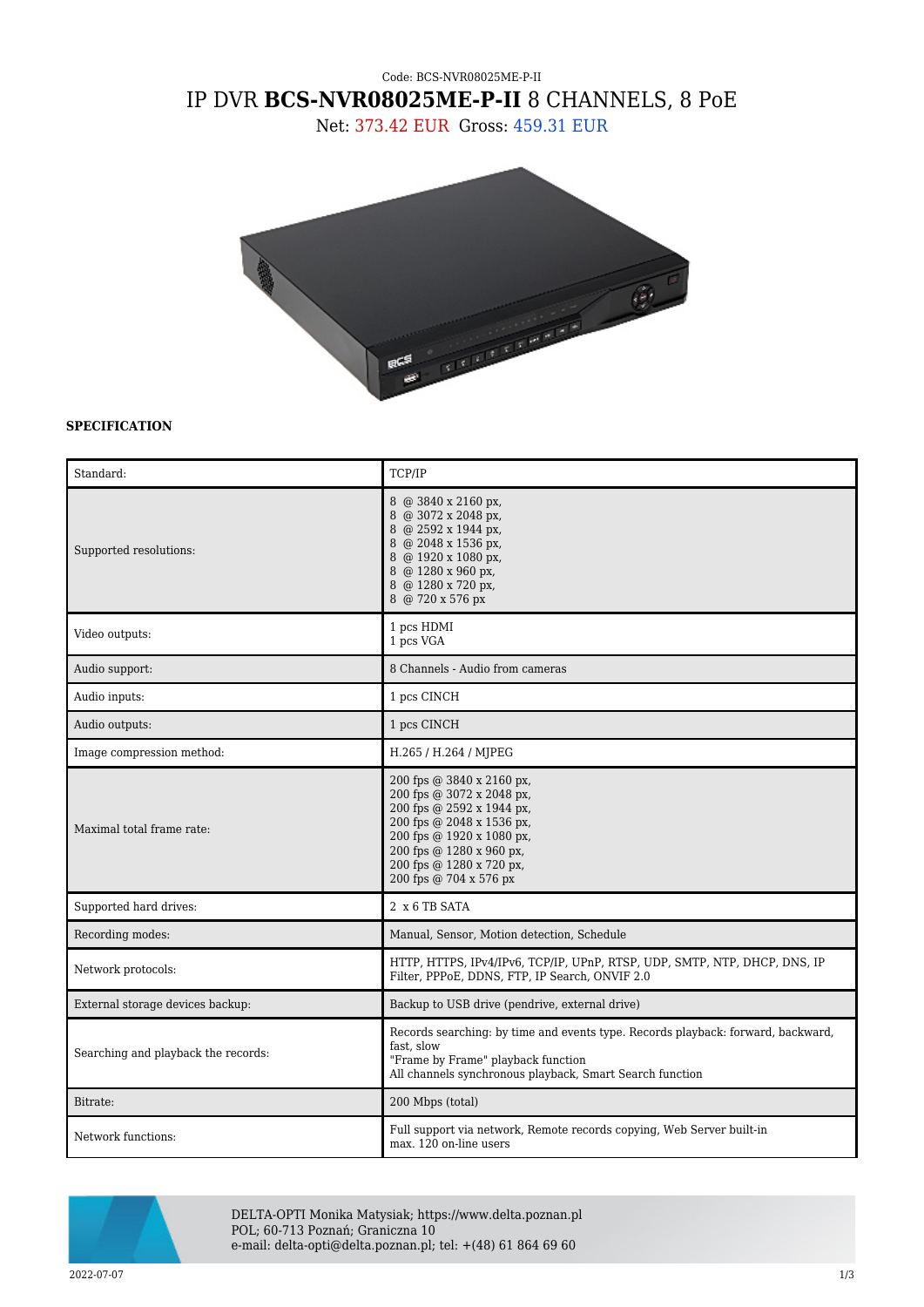Code: BCS-NVR08025ME-P-II

# IP DVR **BCS-NVR08025ME-P-II** 8 CHANNELS, 8 PoE

Net: 373.42 EUR Gross: 459.31 EUR

**SPECIFICATION**

| | |
|---|---|
| Standard: | TCP/IP |
| Supported resolutions: | 8 @ 3840 x 2160 px,<br>8 @ 3072 x 2048 px,<br>8 @ 2592 x 1944 px,<br>8 @ 2048 x 1536 px,<br>8 @ 1920 x 1080 px,<br>8 @ 1280 x 960 px,<br>8 @ 1280 x 720 px,<br>8 @ 720 x 576 px |
| Video outputs: | 1 pcs HDMI<br>1 pcs VGA |
| Audio support: | 8 Channels - Audio from cameras |
| Audio inputs: | 1 pcs CINCH |
| Audio outputs: | 1 pcs CINCH |
| Image compression method: | H.265 / H.264 / MJPEG |
| Maximal total frame rate: | 200 fps @ 3840 x 2160 px,<br>200 fps @ 3072 x 2048 px,<br>200 fps @ 2592 x 1944 px,<br>200 fps @ 2048 x 1536 px,<br>200 fps @ 1920 x 1080 px,<br>200 fps @ 1280 x 960 px,<br>200 fps @ 1280 x 720 px,<br>200 fps @ 704 x 576 px |
| Supported hard drives: | 2 x 6 TB SATA |
| Recording modes: | Manual, Sensor, Motion detection, Schedule |
| Network protocols: | HTTP, HTTPS, IPv4/IPv6, TCP/IP, UPnP, RTSP, UDP, SMTP, NTP, DHCP, DNS, IP Filter, PPPoE, DDNS, FTP, IP Search, ONVIF 2.0 |
| External storage devices backup: | Backup to USB drive (pendrive, external drive) |
| Searching and playback the records: | Records searching: by time and events type. Records playback: forward, backward, fast, slow<br>"Frame by Frame" playback function<br>All channels synchronous playback, Smart Search function |
| Bitrate: | 200 Mbps (total) |
| Network functions: | Full support via network, Remote records copying, Web Server built-in<br>max. 120 on-line users |

DELTA-OPTI Monika Matysiak; https://www.delta.poznan.pl
POL; 60-713 Poznań; Graniczna 10
e-mail: delta-opti@delta.poznan.pl; tel: +(48) 61 864 69 60

2022-07-07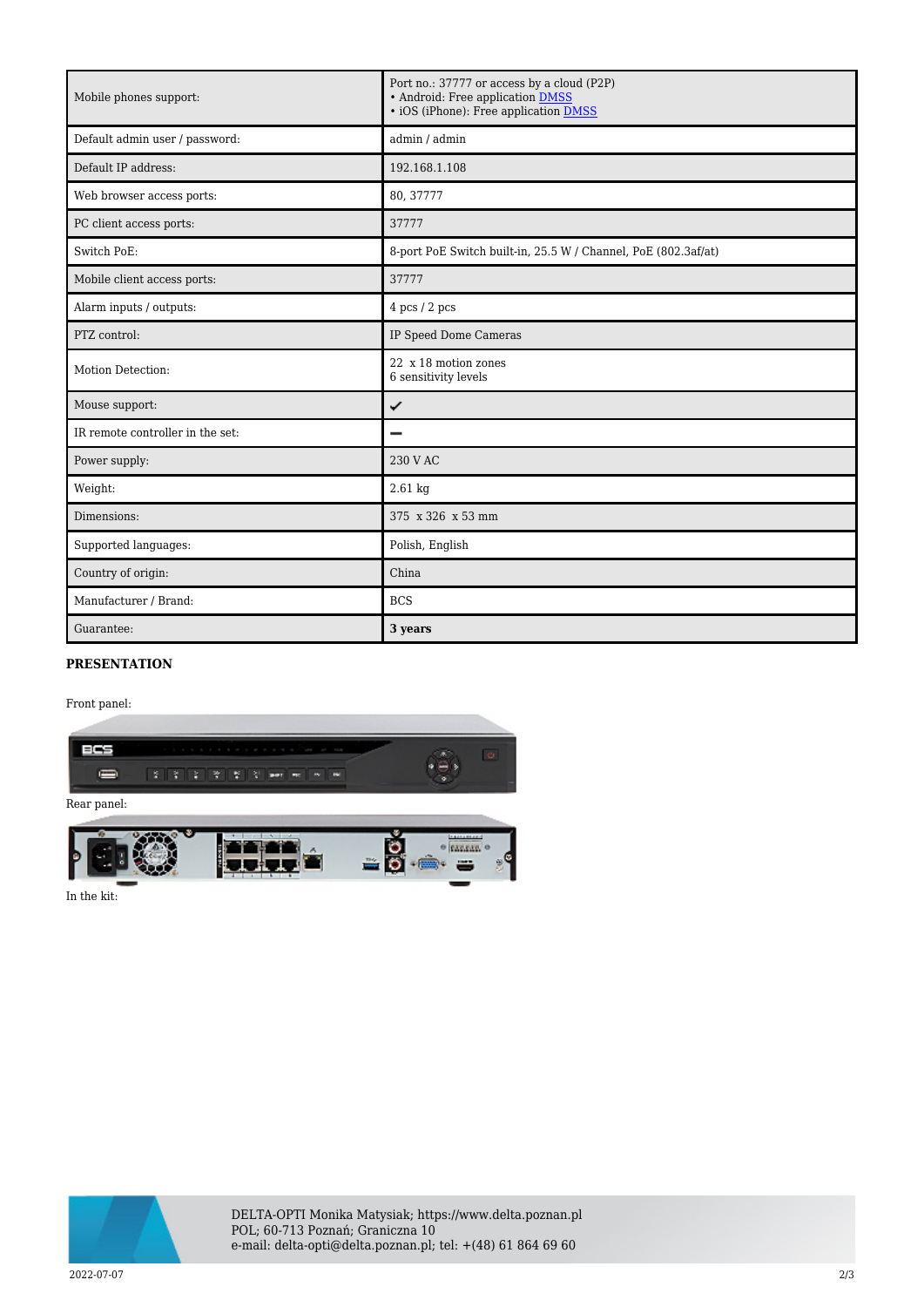| | |
|---|---|
| Mobile phones support: | Port no.: 37777 or access by a cloud (P2P)<br>• Android: Free application DMSS<br>• iOS (iPhone): Free application DMSS |
| Default admin user / password: | admin / admin |
| Default IP address: | 192.168.1.108 |
| Web browser access ports: | 80, 37777 |
| PC client access ports: | 37777 |
| Switch PoE: | 8-port PoE Switch built-in, 25.5 W / Channel, PoE (802.3af/at) |
| Mobile client access ports: | 37777 |
| Alarm inputs / outputs: | 4 pcs / 2 pcs |
| PTZ control: | IP Speed Dome Cameras |
| Motion Detection: | 22 x 18 motion zones<br>6 sensitivity levels |
| Mouse support: | ✔ |
| IR remote controller in the set: | – |
| Power supply: | 230 V AC |
| Weight: | 2.61 kg |
| Dimensions: | 375 x 326 x 53 mm |
| Supported languages: | Polish, English |
| Country of origin: | China |
| Manufacturer / Brand: | BCS |
| Guarantee: | **3 years** |

### PRESENTATION

Front panel:

Rear panel:

In the kit:

DELTA-OPTI Monika Matysiak; https://www.delta.poznan.pl
POL; 60-713 Poznań; Graniczna 10
e-mail: delta-opti@delta.poznan.pl; tel: +(48) 61 864 69 60

2022-07-07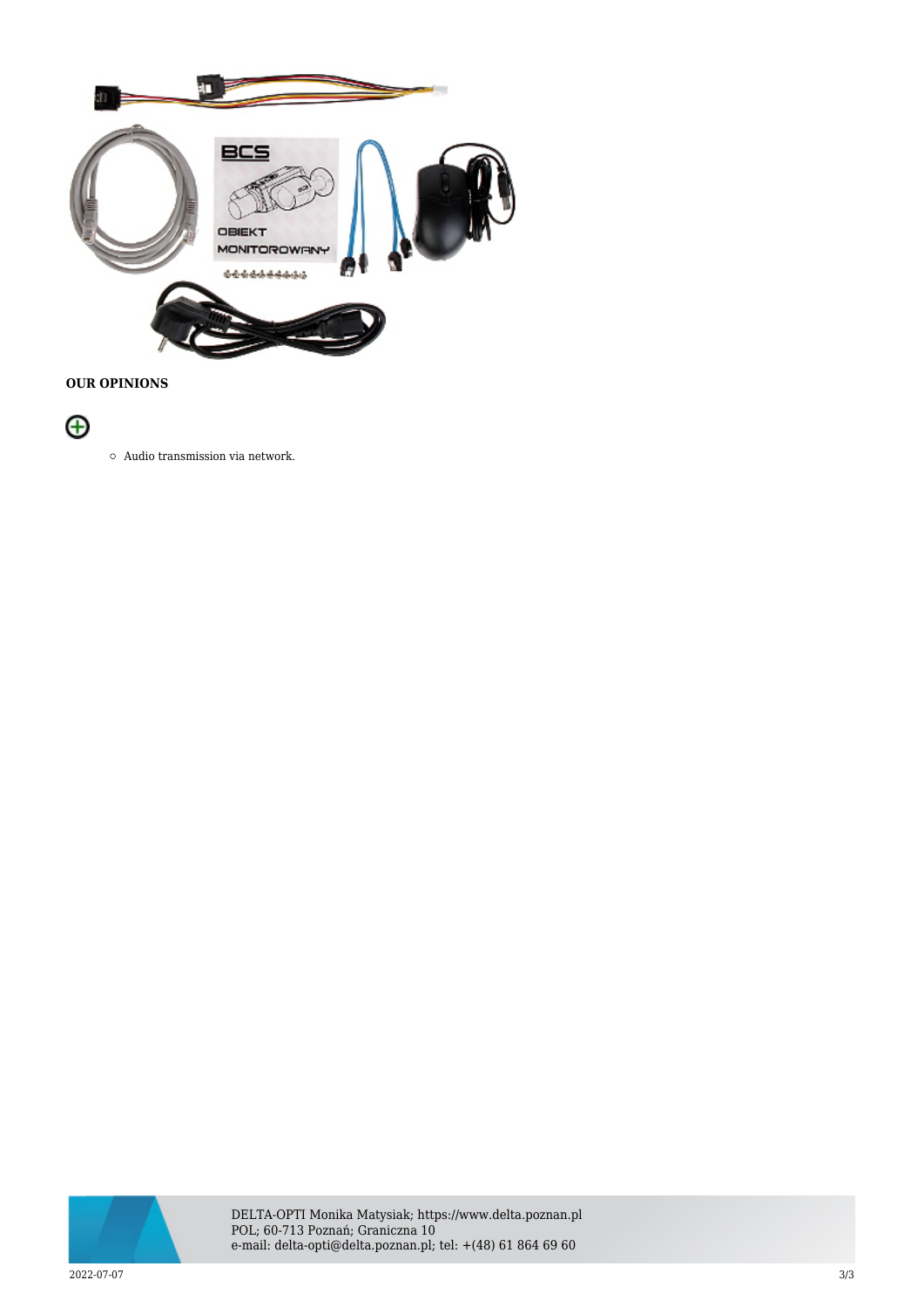**OUR OPINIONS**

- Audio transmission via network.